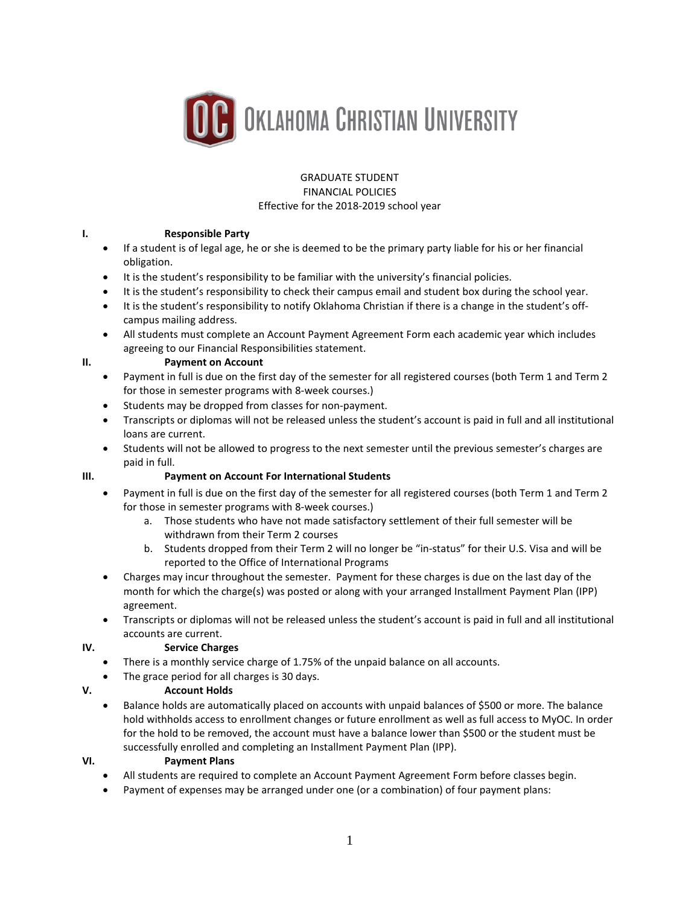# OKLAHOMA CHRISTIAN UNIVERSITY

GRADUATE STUDENT
FINANCIAL POLICIES
Effective for the 2018-2019 school year

## I. Responsible Party

- If a student is of legal age, he or she is deemed to be the primary party liable for his or her financial obligation.
- It is the student's responsibility to be familiar with the university's financial policies.
- It is the student's responsibility to check their campus email and student box during the school year.
- It is the student's responsibility to notify Oklahoma Christian if there is a change in the student's off-campus mailing address.
- All students must complete an Account Payment Agreement Form each academic year which includes agreeing to our Financial Responsibilities statement.

## II. Payment on Account

- Payment in full is due on the first day of the semester for all registered courses (both Term 1 and Term 2 for those in semester programs with 8-week courses.)
- Students may be dropped from classes for non-payment.
- Transcripts or diplomas will not be released unless the student's account is paid in full and all institutional loans are current.
- Students will not be allowed to progress to the next semester until the previous semester's charges are paid in full.

## III. Payment on Account For International Students

- Payment in full is due on the first day of the semester for all registered courses (both Term 1 and Term 2 for those in semester programs with 8-week courses.)
    a. Those students who have not made satisfactory settlement of their full semester will be withdrawn from their Term 2 courses
    b. Students dropped from their Term 2 will no longer be "in-status" for their U.S. Visa and will be reported to the Office of International Programs
- Charges may incur throughout the semester. Payment for these charges is due on the last day of the month for which the charge(s) was posted or along with your arranged Installment Payment Plan (IPP) agreement.
- Transcripts or diplomas will not be released unless the student's account is paid in full and all institutional accounts are current.

## IV. Service Charges

- There is a monthly service charge of 1.75% of the unpaid balance on all accounts.
- The grace period for all charges is 30 days.

## V. Account Holds

- Balance holds are automatically placed on accounts with unpaid balances of $500 or more. The balance hold withholds access to enrollment changes or future enrollment as well as full access to MyOC. In order for the hold to be removed, the account must have a balance lower than $500 or the student must be successfully enrolled and completing an Installment Payment Plan (IPP).

## VI. Payment Plans

- All students are required to complete an Account Payment Agreement Form before classes begin.
- Payment of expenses may be arranged under one (or a combination) of four payment plans: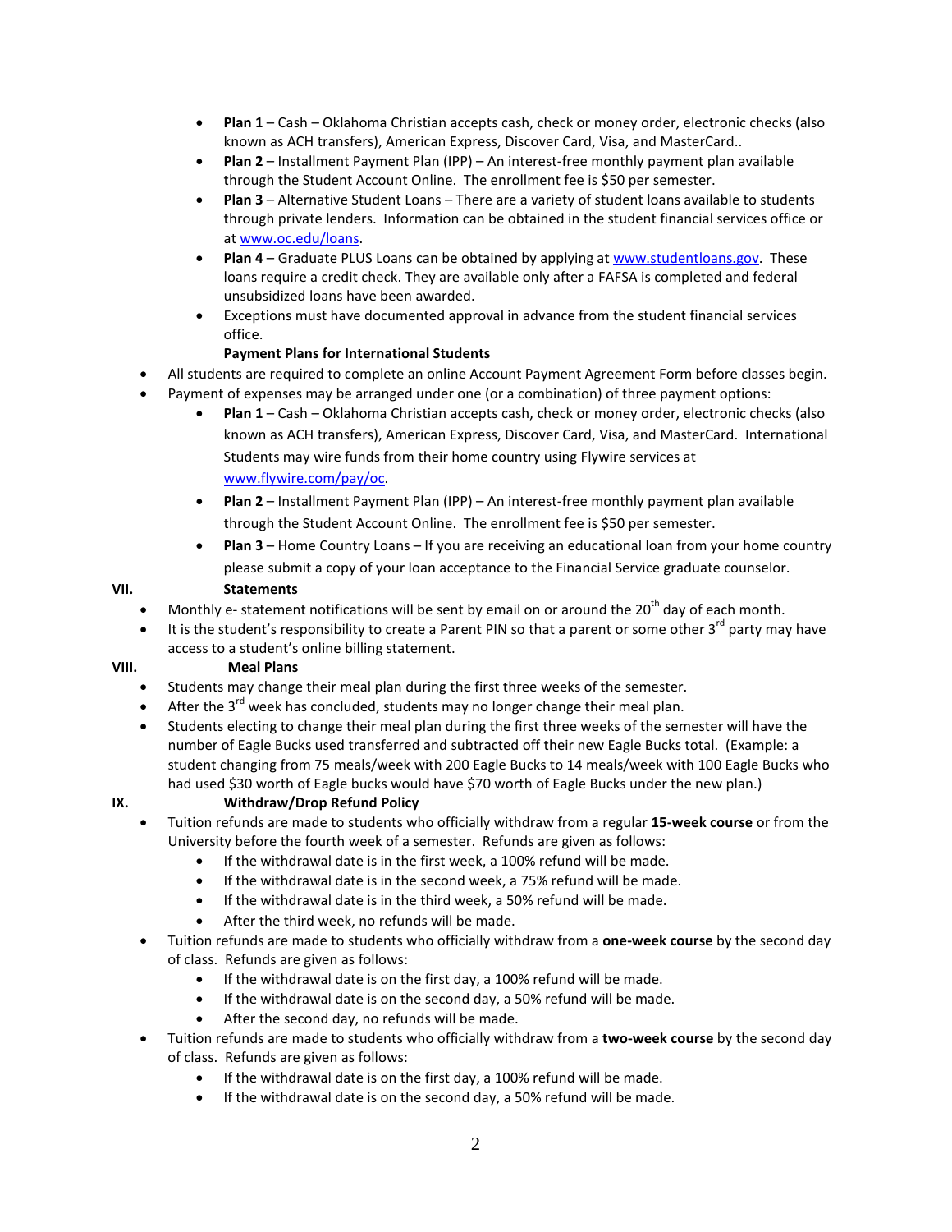- **Plan 1** – Cash – Oklahoma Christian accepts cash, check or money order, electronic checks (also known as ACH transfers), American Express, Discover Card, Visa, and MasterCard..
- **Plan 2** – Installment Payment Plan (IPP) – An interest-free monthly payment plan available through the Student Account Online. The enrollment fee is $50 per semester.
- **Plan 3** – Alternative Student Loans – There are a variety of student loans available to students through private lenders. Information can be obtained in the student financial services office or at www.oc.edu/loans.
- **Plan 4** – Graduate PLUS Loans can be obtained by applying at www.studentloans.gov. These loans require a credit check. They are available only after a FAFSA is completed and federal unsubsidized loans have been awarded.
- Exceptions must have documented approval in advance from the student financial services office.

**Payment Plans for International Students**

- All students are required to complete an online Account Payment Agreement Form before classes begin.
- Payment of expenses may be arranged under one (or a combination) of three payment options:
  - **Plan 1** – Cash – Oklahoma Christian accepts cash, check or money order, electronic checks (also known as ACH transfers), American Express, Discover Card, Visa, and MasterCard. International Students may wire funds from their home country using Flywire services at www.flywire.com/pay/oc.
  - **Plan 2** – Installment Payment Plan (IPP) – An interest-free monthly payment plan available through the Student Account Online. The enrollment fee is $50 per semester.
  - **Plan 3** – Home Country Loans – If you are receiving an educational loan from your home country please submit a copy of your loan acceptance to the Financial Service graduate counselor.

## VII. Statements

- Monthly e- statement notifications will be sent by email on or around the 20th day of each month.
- It is the student's responsibility to create a Parent PIN so that a parent or some other 3rd party may have access to a student's online billing statement.

## VIII. Meal Plans

- Students may change their meal plan during the first three weeks of the semester.
- After the 3rd week has concluded, students may no longer change their meal plan.
- Students electing to change their meal plan during the first three weeks of the semester will have the number of Eagle Bucks used transferred and subtracted off their new Eagle Bucks total. (Example: a student changing from 75 meals/week with 200 Eagle Bucks to 14 meals/week with 100 Eagle Bucks who had used $30 worth of Eagle bucks would have $70 worth of Eagle Bucks under the new plan.)

## IX. Withdraw/Drop Refund Policy

- Tuition refunds are made to students who officially withdraw from a regular **15-week course** or from the University before the fourth week of a semester. Refunds are given as follows:
  - If the withdrawal date is in the first week, a 100% refund will be made.
  - If the withdrawal date is in the second week, a 75% refund will be made.
  - If the withdrawal date is in the third week, a 50% refund will be made.
  - After the third week, no refunds will be made.
- Tuition refunds are made to students who officially withdraw from a **one-week course** by the second day of class. Refunds are given as follows:
  - If the withdrawal date is on the first day, a 100% refund will be made.
  - If the withdrawal date is on the second day, a 50% refund will be made.
  - After the second day, no refunds will be made.
- Tuition refunds are made to students who officially withdraw from a **two-week course** by the second day of class. Refunds are given as follows:
  - If the withdrawal date is on the first day, a 100% refund will be made.
  - If the withdrawal date is on the second day, a 50% refund will be made.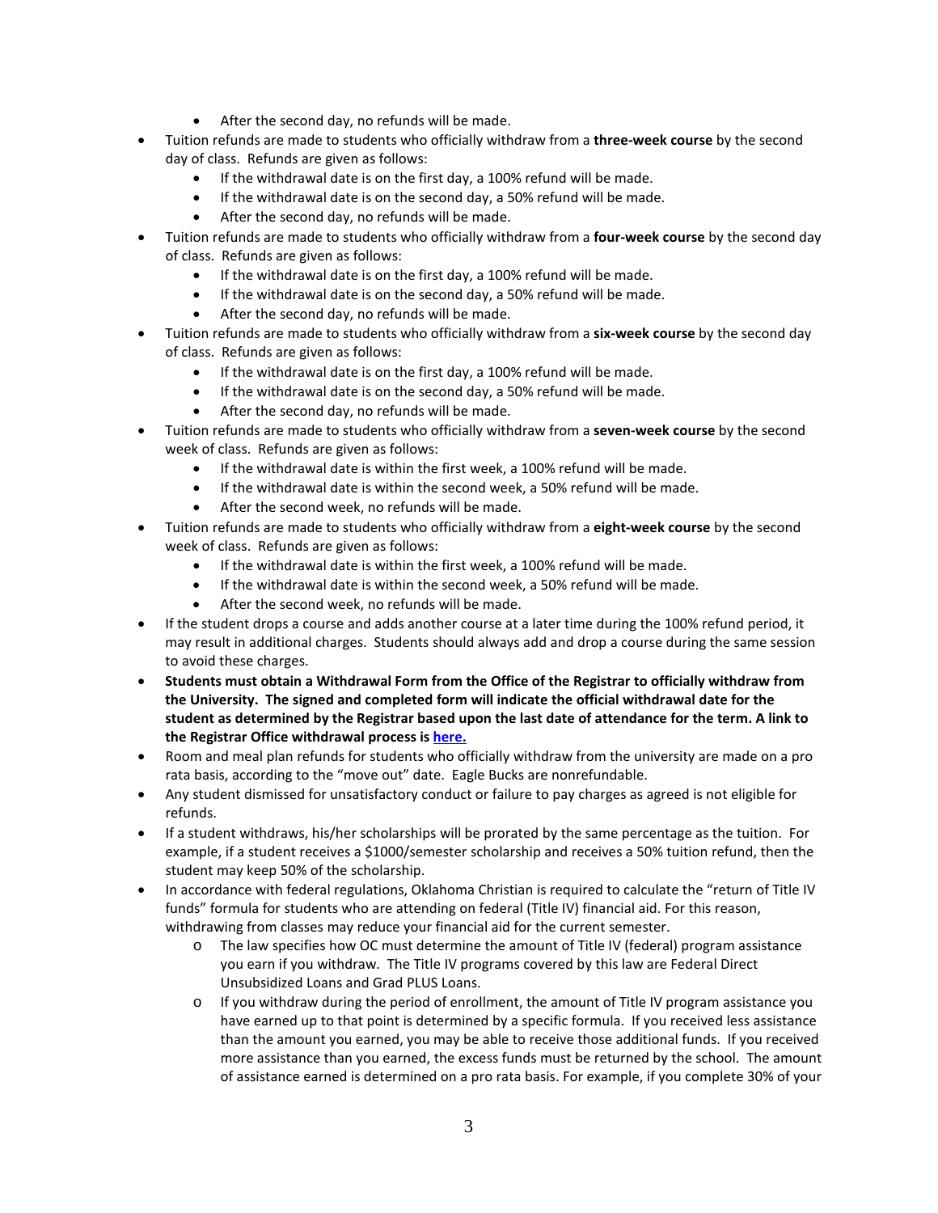- After the second day, no refunds will be made.
- Tuition refunds are made to students who officially withdraw from a **three-week course** by the second day of class. Refunds are given as follows:
    - If the withdrawal date is on the first day, a 100% refund will be made.
    - If the withdrawal date is on the second day, a 50% refund will be made.
    - After the second day, no refunds will be made.
- Tuition refunds are made to students who officially withdraw from a **four-week course** by the second day of class. Refunds are given as follows:
    - If the withdrawal date is on the first day, a 100% refund will be made.
    - If the withdrawal date is on the second day, a 50% refund will be made.
    - After the second day, no refunds will be made.
- Tuition refunds are made to students who officially withdraw from a **six-week course** by the second day of class. Refunds are given as follows:
    - If the withdrawal date is on the first day, a 100% refund will be made.
    - If the withdrawal date is on the second day, a 50% refund will be made.
    - After the second day, no refunds will be made.
- Tuition refunds are made to students who officially withdraw from a **seven-week course** by the second week of class. Refunds are given as follows:
    - If the withdrawal date is within the first week, a 100% refund will be made.
    - If the withdrawal date is within the second week, a 50% refund will be made.
    - After the second week, no refunds will be made.
- Tuition refunds are made to students who officially withdraw from a **eight-week course** by the second week of class. Refunds are given as follows:
    - If the withdrawal date is within the first week, a 100% refund will be made.
    - If the withdrawal date is within the second week, a 50% refund will be made.
    - After the second week, no refunds will be made.
- If the student drops a course and adds another course at a later time during the 100% refund period, it may result in additional charges. Students should always add and drop a course during the same session to avoid these charges.
- **Students must obtain a Withdrawal Form from the Office of the Registrar to officially withdraw from the University. The signed and completed form will indicate the official withdrawal date for the student as determined by the Registrar based upon the last date of attendance for the term. A link to the Registrar Office withdrawal process is here.**
- Room and meal plan refunds for students who officially withdraw from the university are made on a pro rata basis, according to the "move out" date. Eagle Bucks are nonrefundable.
- Any student dismissed for unsatisfactory conduct or failure to pay charges as agreed is not eligible for refunds.
- If a student withdraws, his/her scholarships will be prorated by the same percentage as the tuition. For example, if a student receives a $1000/semester scholarship and receives a 50% tuition refund, then the student may keep 50% of the scholarship.
- In accordance with federal regulations, Oklahoma Christian is required to calculate the "return of Title IV funds" formula for students who are attending on federal (Title IV) financial aid. For this reason, withdrawing from classes may reduce your financial aid for the current semester.
    - The law specifies how OC must determine the amount of Title IV (federal) program assistance you earn if you withdraw. The Title IV programs covered by this law are Federal Direct Unsubsidized Loans and Grad PLUS Loans.
    - If you withdraw during the period of enrollment, the amount of Title IV program assistance you have earned up to that point is determined by a specific formula. If you received less assistance than the amount you earned, you may be able to receive those additional funds. If you received more assistance than you earned, the excess funds must be returned by the school. The amount of assistance earned is determined on a pro rata basis. For example, if you complete 30% of your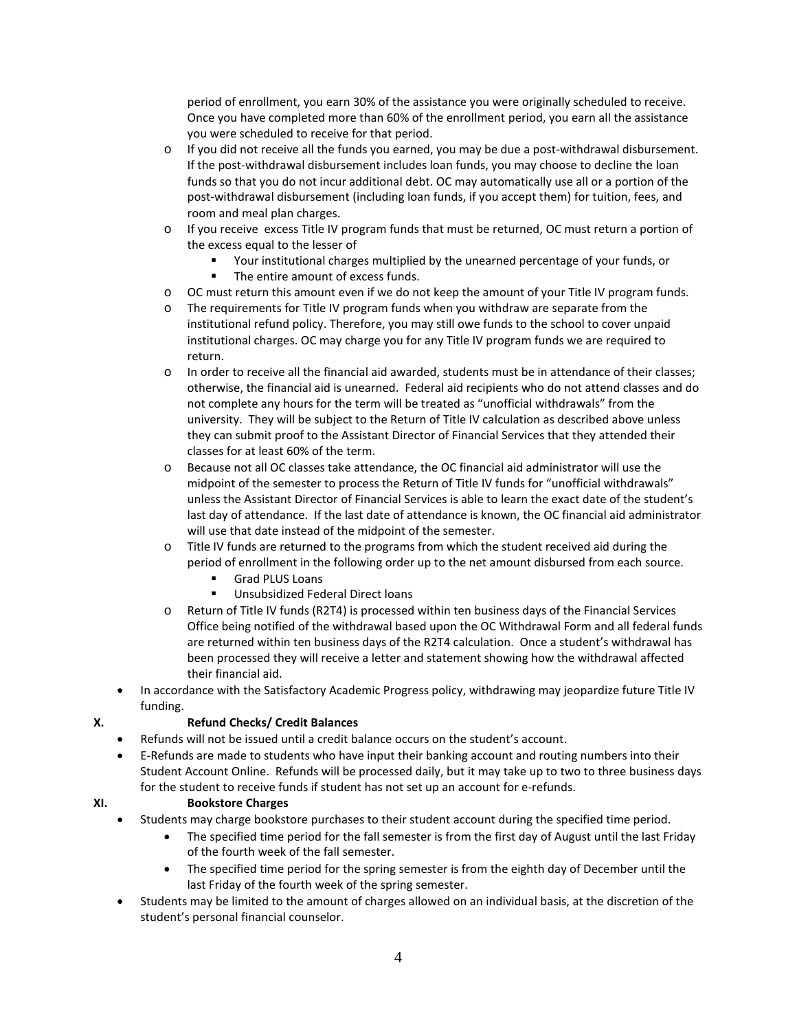period of enrollment, you earn 30% of the assistance you were originally scheduled to receive. Once you have completed more than 60% of the enrollment period, you earn all the assistance you were scheduled to receive for that period.

  - If you did not receive all the funds you earned, you may be due a post-withdrawal disbursement. If the post-withdrawal disbursement includes loan funds, you may choose to decline the loan funds so that you do not incur additional debt. OC may automatically use all or a portion of the post-withdrawal disbursement (including loan funds, if you accept them) for tuition, fees, and room and meal plan charges.
  - If you receive excess Title IV program funds that must be returned, OC must return a portion of the excess equal to the lesser of
    - Your institutional charges multiplied by the unearned percentage of your funds, or
    - The entire amount of excess funds.
  - OC must return this amount even if we do not keep the amount of your Title IV program funds.
  - The requirements for Title IV program funds when you withdraw are separate from the institutional refund policy. Therefore, you may still owe funds to the school to cover unpaid institutional charges. OC may charge you for any Title IV program funds we are required to return.
  - In order to receive all the financial aid awarded, students must be in attendance of their classes; otherwise, the financial aid is unearned. Federal aid recipients who do not attend classes and do not complete any hours for the term will be treated as "unofficial withdrawals" from the university. They will be subject to the Return of Title IV calculation as described above unless they can submit proof to the Assistant Director of Financial Services that they attended their classes for at least 60% of the term.
  - Because not all OC classes take attendance, the OC financial aid administrator will use the midpoint of the semester to process the Return of Title IV funds for "unofficial withdrawals" unless the Assistant Director of Financial Services is able to learn the exact date of the student's last day of attendance. If the last date of attendance is known, the OC financial aid administrator will use that date instead of the midpoint of the semester.
  - Title IV funds are returned to the programs from which the student received aid during the period of enrollment in the following order up to the net amount disbursed from each source.
    - Grad PLUS Loans
    - Unsubsidized Federal Direct loans
  - Return of Title IV funds (R2T4) is processed within ten business days of the Financial Services Office being notified of the withdrawal based upon the OC Withdrawal Form and all federal funds are returned within ten business days of the R2T4 calculation. Once a student's withdrawal has been processed they will receive a letter and statement showing how the withdrawal affected their financial aid.
- In accordance with the Satisfactory Academic Progress policy, withdrawing may jeopardize future Title IV funding.

## X. Refund Checks/ Credit Balances

- Refunds will not be issued until a credit balance occurs on the student's account.
- E-Refunds are made to students who have input their banking account and routing numbers into their Student Account Online. Refunds will be processed daily, but it may take up to two to three business days for the student to receive funds if student has not set up an account for e-refunds.

## XI. Bookstore Charges

- Students may charge bookstore purchases to their student account during the specified time period.
  - The specified time period for the fall semester is from the first day of August until the last Friday of the fourth week of the fall semester.
  - The specified time period for the spring semester is from the eighth day of December until the last Friday of the fourth week of the spring semester.
- Students may be limited to the amount of charges allowed on an individual basis, at the discretion of the student's personal financial counselor.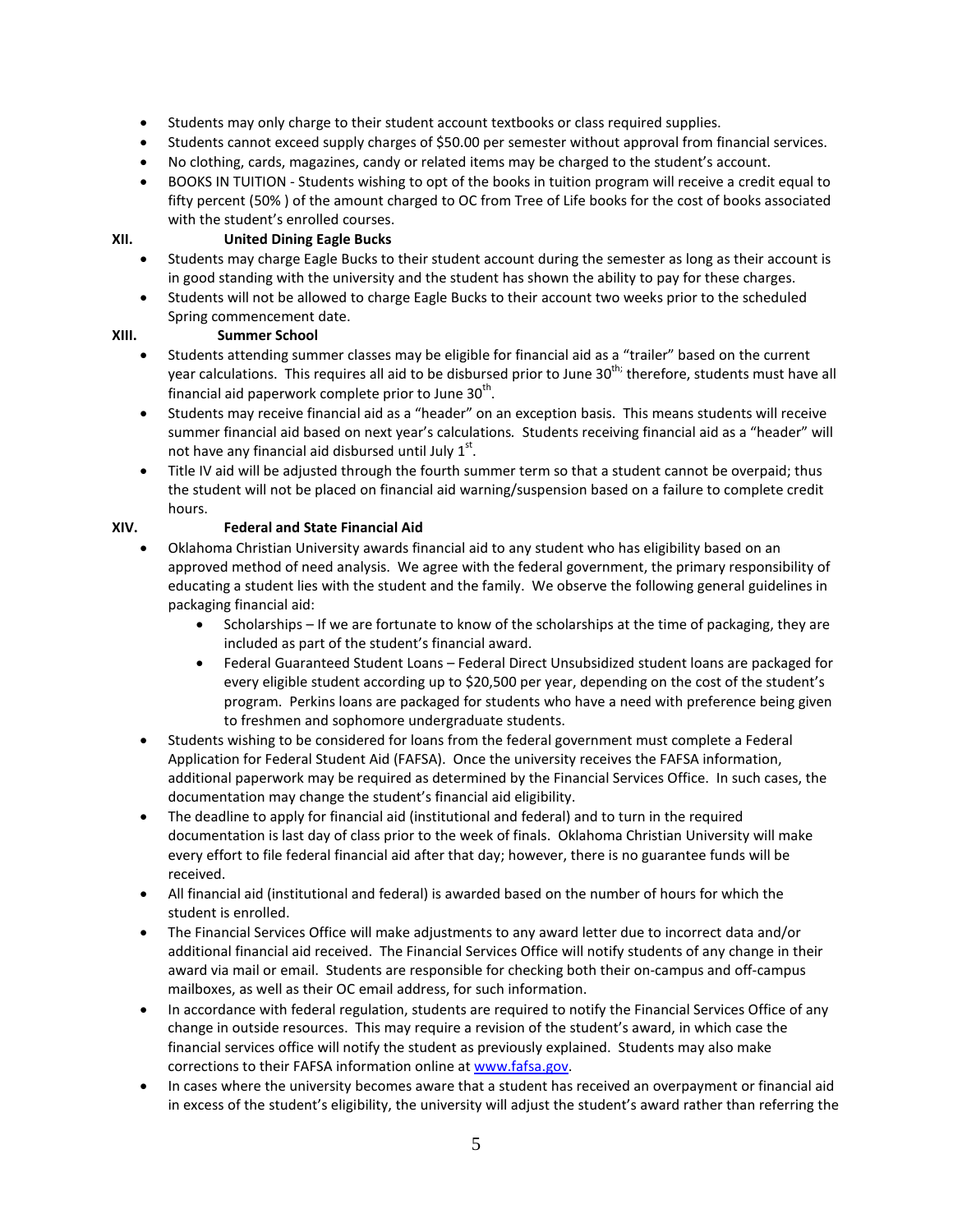- Students may only charge to their student account textbooks or class required supplies.
- Students cannot exceed supply charges of $50.00 per semester without approval from financial services.
- No clothing, cards, magazines, candy or related items may be charged to the student's account.
- BOOKS IN TUITION - Students wishing to opt of the books in tuition program will receive a credit equal to fifty percent (50% ) of the amount charged to OC from Tree of Life books for the cost of books associated with the student's enrolled courses.

## XII. United Dining Eagle Bucks

- Students may charge Eagle Bucks to their student account during the semester as long as their account is in good standing with the university and the student has shown the ability to pay for these charges.
- Students will not be allowed to charge Eagle Bucks to their account two weeks prior to the scheduled Spring commencement date.

## XIII. Summer School

- Students attending summer classes may be eligible for financial aid as a "trailer" based on the current year calculations. This requires all aid to be disbursed prior to June 30th; therefore, students must have all financial aid paperwork complete prior to June 30th.
- Students may receive financial aid as a "header" on an exception basis. This means students will receive summer financial aid based on next year's calculations. Students receiving financial aid as a "header" will not have any financial aid disbursed until July 1st.
- Title IV aid will be adjusted through the fourth summer term so that a student cannot be overpaid; thus the student will not be placed on financial aid warning/suspension based on a failure to complete credit hours.

## XIV. Federal and State Financial Aid

- Oklahoma Christian University awards financial aid to any student who has eligibility based on an approved method of need analysis. We agree with the federal government, the primary responsibility of educating a student lies with the student and the family. We observe the following general guidelines in packaging financial aid:
    - Scholarships – If we are fortunate to know of the scholarships at the time of packaging, they are included as part of the student's financial award.
    - Federal Guaranteed Student Loans – Federal Direct Unsubsidized student loans are packaged for every eligible student according up to $20,500 per year, depending on the cost of the student's program. Perkins loans are packaged for students who have a need with preference being given to freshmen and sophomore undergraduate students.
- Students wishing to be considered for loans from the federal government must complete a Federal Application for Federal Student Aid (FAFSA). Once the university receives the FAFSA information, additional paperwork may be required as determined by the Financial Services Office. In such cases, the documentation may change the student's financial aid eligibility.
- The deadline to apply for financial aid (institutional and federal) and to turn in the required documentation is last day of class prior to the week of finals. Oklahoma Christian University will make every effort to file federal financial aid after that day; however, there is no guarantee funds will be received.
- All financial aid (institutional and federal) is awarded based on the number of hours for which the student is enrolled.
- The Financial Services Office will make adjustments to any award letter due to incorrect data and/or additional financial aid received. The Financial Services Office will notify students of any change in their award via mail or email. Students are responsible for checking both their on-campus and off-campus mailboxes, as well as their OC email address, for such information.
- In accordance with federal regulation, students are required to notify the Financial Services Office of any change in outside resources. This may require a revision of the student's award, in which case the financial services office will notify the student as previously explained. Students may also make corrections to their FAFSA information online at [www.fafsa.gov](http://www.fafsa.gov).
- In cases where the university becomes aware that a student has received an overpayment or financial aid in excess of the student's eligibility, the university will adjust the student's award rather than referring the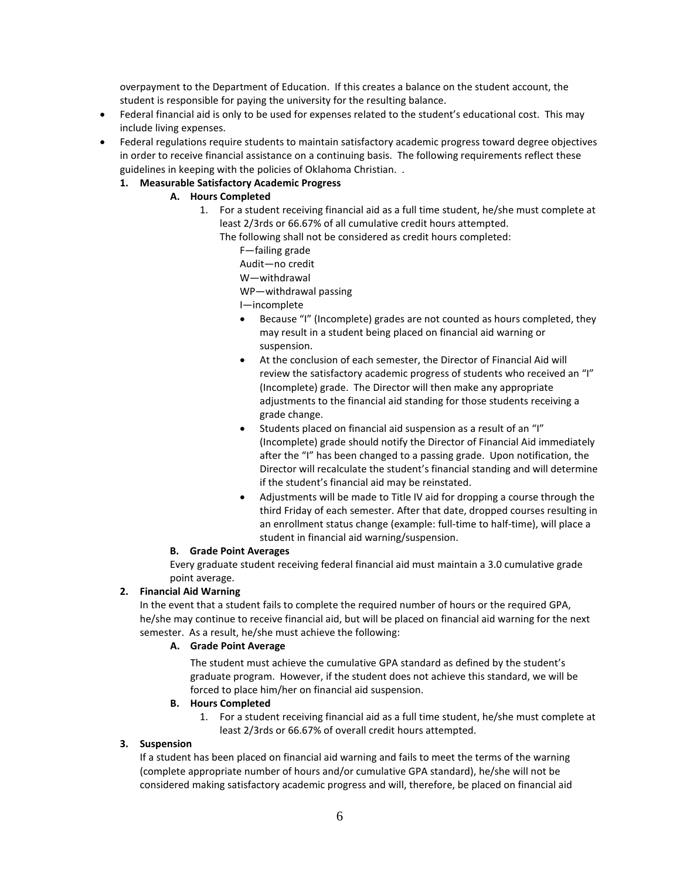overpayment to the Department of Education. If this creates a balance on the student account, the student is responsible for paying the university for the resulting balance.

- Federal financial aid is only to be used for expenses related to the student's educational cost. This may include living expenses.
- Federal regulations require students to maintain satisfactory academic progress toward degree objectives in order to receive financial assistance on a continuing basis. The following requirements reflect these guidelines in keeping with the policies of Oklahoma Christian. .

**1. Measurable Satisfactory Academic Progress**

**A. Hours Completed**

1. For a student receiving financial aid as a full time student, he/she must complete at least 2/3rds or 66.67% of all cumulative credit hours attempted.

   The following shall not be considered as credit hours completed:

   F—failing grade
   Audit—no credit
   W—withdrawal
   WP—withdrawal passing
   I—incomplete

   - Because "I" (Incomplete) grades are not counted as hours completed, they may result in a student being placed on financial aid warning or suspension.
   - At the conclusion of each semester, the Director of Financial Aid will review the satisfactory academic progress of students who received an "I" (Incomplete) grade. The Director will then make any appropriate adjustments to the financial aid standing for those students receiving a grade change.
   - Students placed on financial aid suspension as a result of an "I" (Incomplete) grade should notify the Director of Financial Aid immediately after the "I" has been changed to a passing grade. Upon notification, the Director will recalculate the student's financial standing and will determine if the student's financial aid may be reinstated.
   - Adjustments will be made to Title IV aid for dropping a course through the third Friday of each semester. After that date, dropped courses resulting in an enrollment status change (example: full-time to half-time), will place a student in financial aid warning/suspension.

**B. Grade Point Averages**

Every graduate student receiving federal financial aid must maintain a 3.0 cumulative grade point average.

**2. Financial Aid Warning**

In the event that a student fails to complete the required number of hours or the required GPA, he/she may continue to receive financial aid, but will be placed on financial aid warning for the next semester. As a result, he/she must achieve the following:

**A. Grade Point Average**

The student must achieve the cumulative GPA standard as defined by the student's graduate program. However, if the student does not achieve this standard, we will be forced to place him/her on financial aid suspension.

**B. Hours Completed**

1. For a student receiving financial aid as a full time student, he/she must complete at least 2/3rds or 66.67% of overall credit hours attempted.

**3. Suspension**

If a student has been placed on financial aid warning and fails to meet the terms of the warning (complete appropriate number of hours and/or cumulative GPA standard), he/she will not be considered making satisfactory academic progress and will, therefore, be placed on financial aid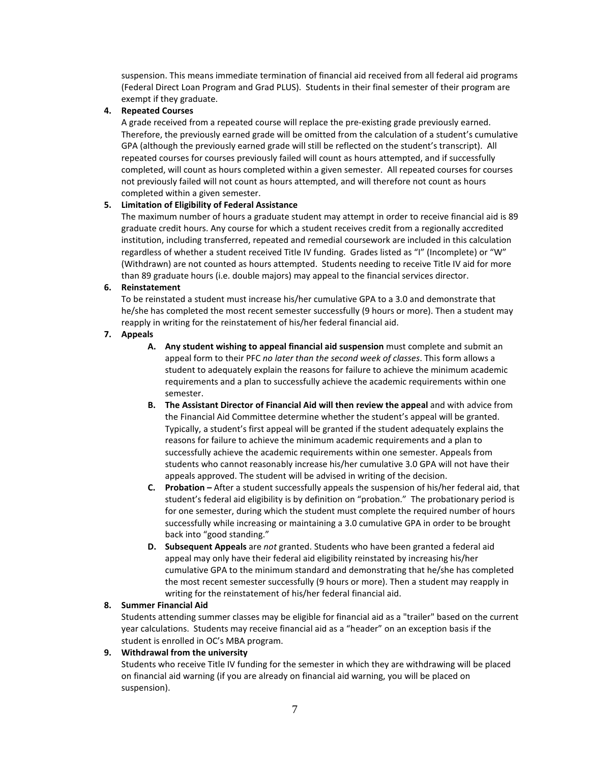suspension. This means immediate termination of financial aid received from all federal aid programs (Federal Direct Loan Program and Grad PLUS). Students in their final semester of their program are exempt if they graduate.

4. **Repeated Courses**

   A grade received from a repeated course will replace the pre-existing grade previously earned. Therefore, the previously earned grade will be omitted from the calculation of a student's cumulative GPA (although the previously earned grade will still be reflected on the student's transcript). All repeated courses for courses previously failed will count as hours attempted, and if successfully completed, will count as hours completed within a given semester. All repeated courses for courses not previously failed will not count as hours attempted, and will therefore not count as hours completed within a given semester.

5. **Limitation of Eligibility of Federal Assistance**

   The maximum number of hours a graduate student may attempt in order to receive financial aid is 89 graduate credit hours. Any course for which a student receives credit from a regionally accredited institution, including transferred, repeated and remedial coursework are included in this calculation regardless of whether a student received Title IV funding. Grades listed as "I" (Incomplete) or "W" (Withdrawn) are not counted as hours attempted. Students needing to receive Title IV aid for more than 89 graduate hours (i.e. double majors) may appeal to the financial services director.

6. **Reinstatement**

   To be reinstated a student must increase his/her cumulative GPA to a 3.0 and demonstrate that he/she has completed the most recent semester successfully (9 hours or more). Then a student may reapply in writing for the reinstatement of his/her federal financial aid.

7. **Appeals**

   A. **Any student wishing to appeal financial aid suspension** must complete and submit an appeal form to their PFC *no later than the second week of classes*. This form allows a student to adequately explain the reasons for failure to achieve the minimum academic requirements and a plan to successfully achieve the academic requirements within one semester.

   B. **The Assistant Director of Financial Aid will then review the appeal** and with advice from the Financial Aid Committee determine whether the student's appeal will be granted. Typically, a student's first appeal will be granted if the student adequately explains the reasons for failure to achieve the minimum academic requirements and a plan to successfully achieve the academic requirements within one semester. Appeals from students who cannot reasonably increase his/her cumulative 3.0 GPA will not have their appeals approved. The student will be advised in writing of the decision.

   C. **Probation –** After a student successfully appeals the suspension of his/her federal aid, that student's federal aid eligibility is by definition on "probation." The probationary period is for one semester, during which the student must complete the required number of hours successfully while increasing or maintaining a 3.0 cumulative GPA in order to be brought back into "good standing."

   D. **Subsequent Appeals** are *not* granted. Students who have been granted a federal aid appeal may only have their federal aid eligibility reinstated by increasing his/her cumulative GPA to the minimum standard and demonstrating that he/she has completed the most recent semester successfully (9 hours or more). Then a student may reapply in writing for the reinstatement of his/her federal financial aid.

8. **Summer Financial Aid**

   Students attending summer classes may be eligible for financial aid as a "trailer" based on the current year calculations. Students may receive financial aid as a "header" on an exception basis if the student is enrolled in OC's MBA program.

9. **Withdrawal from the university**

   Students who receive Title IV funding for the semester in which they are withdrawing will be placed on financial aid warning (if you are already on financial aid warning, you will be placed on suspension).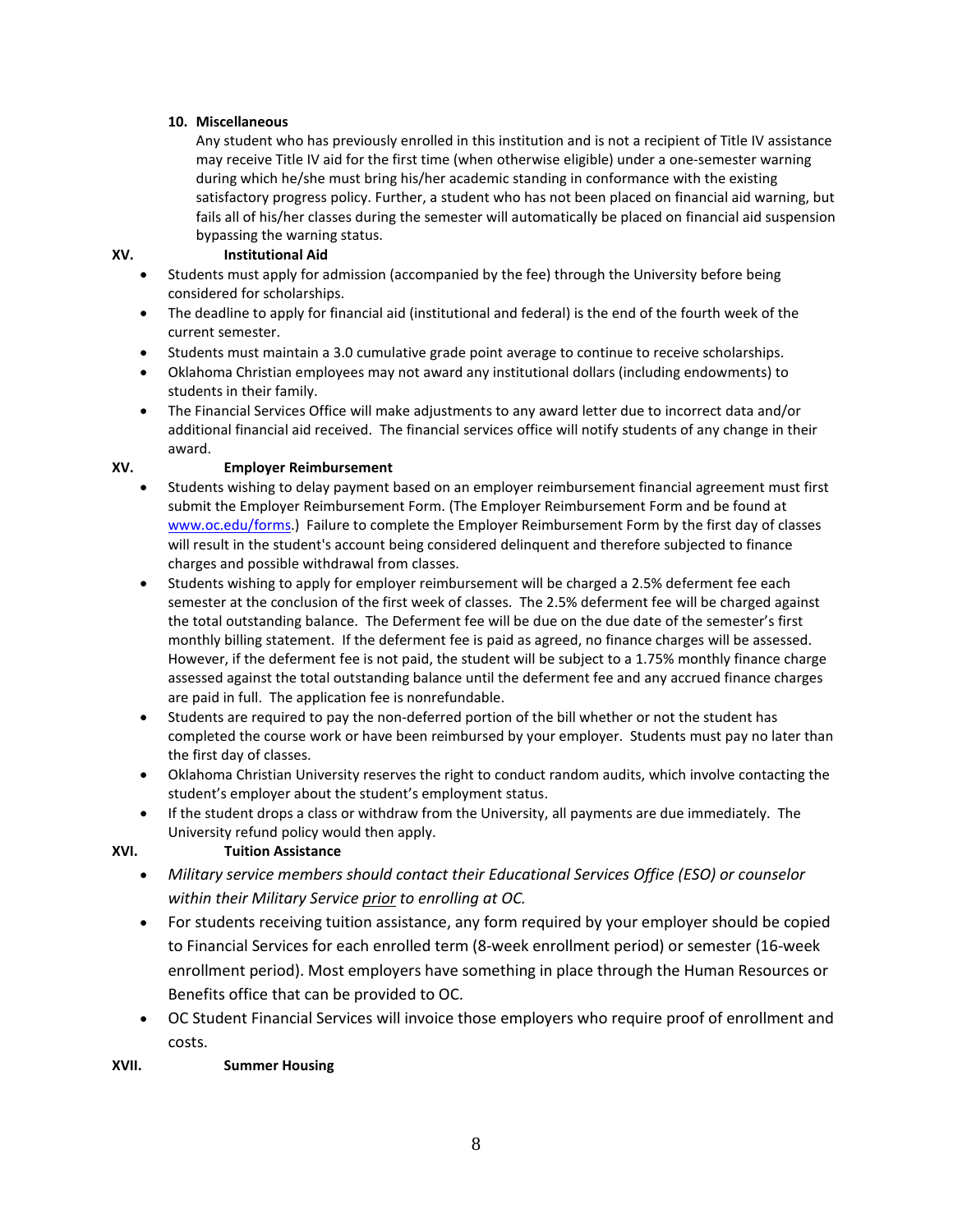#### 10. Miscellaneous

Any student who has previously enrolled in this institution and is not a recipient of Title IV assistance may receive Title IV aid for the first time (when otherwise eligible) under a one-semester warning during which he/she must bring his/her academic standing in conformance with the existing satisfactory progress policy. Further, a student who has not been placed on financial aid warning, but fails all of his/her classes during the semester will automatically be placed on financial aid suspension bypassing the warning status.

### XV. Institutional Aid

- Students must apply for admission (accompanied by the fee) through the University before being considered for scholarships.
- The deadline to apply for financial aid (institutional and federal) is the end of the fourth week of the current semester.
- Students must maintain a 3.0 cumulative grade point average to continue to receive scholarships.
- Oklahoma Christian employees may not award any institutional dollars (including endowments) to students in their family.
- The Financial Services Office will make adjustments to any award letter due to incorrect data and/or additional financial aid received. The financial services office will notify students of any change in their award.

### XV. Employer Reimbursement

- Students wishing to delay payment based on an employer reimbursement financial agreement must first submit the Employer Reimbursement Form. (The Employer Reimbursement Form and be found at [www.oc.edu/forms](www.oc.edu/forms).) Failure to complete the Employer Reimbursement Form by the first day of classes will result in the student's account being considered delinquent and therefore subjected to finance charges and possible withdrawal from classes.
- Students wishing to apply for employer reimbursement will be charged a 2.5% deferment fee each semester at the conclusion of the first week of classes. The 2.5% deferment fee will be charged against the total outstanding balance. The Deferment fee will be due on the due date of the semester's first monthly billing statement. If the deferment fee is paid as agreed, no finance charges will be assessed. However, if the deferment fee is not paid, the student will be subject to a 1.75% monthly finance charge assessed against the total outstanding balance until the deferment fee and any accrued finance charges are paid in full. The application fee is nonrefundable.
- Students are required to pay the non-deferred portion of the bill whether or not the student has completed the course work or have been reimbursed by your employer. Students must pay no later than the first day of classes.
- Oklahoma Christian University reserves the right to conduct random audits, which involve contacting the student's employer about the student's employment status.
- If the student drops a class or withdraw from the University, all payments are due immediately. The University refund policy would then apply.

### XVI. Tuition Assistance

- *Military service members should contact their Educational Services Office (ESO) or counselor within their Military Service* ***prior*** *to enrolling at OC.*
- For students receiving tuition assistance, any form required by your employer should be copied to Financial Services for each enrolled term (8-week enrollment period) or semester (16-week enrollment period). Most employers have something in place through the Human Resources or Benefits office that can be provided to OC.
- OC Student Financial Services will invoice those employers who require proof of enrollment and costs.

### XVII. Summer Housing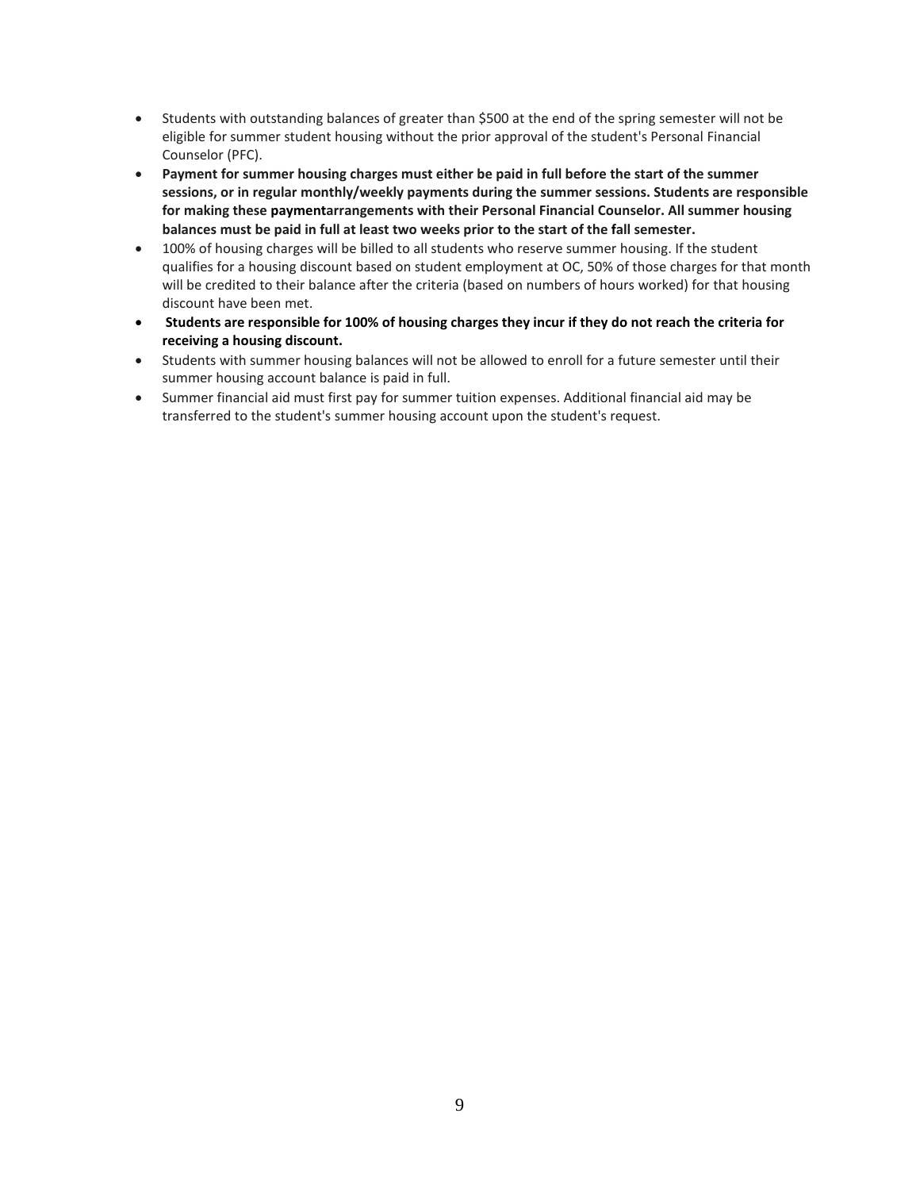- Students with outstanding balances of greater than $500 at the end of the spring semester will not be eligible for summer student housing without the prior approval of the student's Personal Financial Counselor (PFC).
- **Payment for summer housing charges must either be paid in full before the start of the summer sessions, or in regular monthly/weekly payments during the summer sessions. Students are responsible for making these paymentarrangements with their Personal Financial Counselor. All summer housing balances must be paid in full at least two weeks prior to the start of the fall semester.**
- 100% of housing charges will be billed to all students who reserve summer housing. If the student qualifies for a housing discount based on student employment at OC, 50% of those charges for that month will be credited to their balance after the criteria (based on numbers of hours worked) for that housing discount have been met.
- **Students are responsible for 100% of housing charges they incur if they do not reach the criteria for receiving a housing discount.**
- Students with summer housing balances will not be allowed to enroll for a future semester until their summer housing account balance is paid in full.
- Summer financial aid must first pay for summer tuition expenses. Additional financial aid may be transferred to the student's summer housing account upon the student's request.